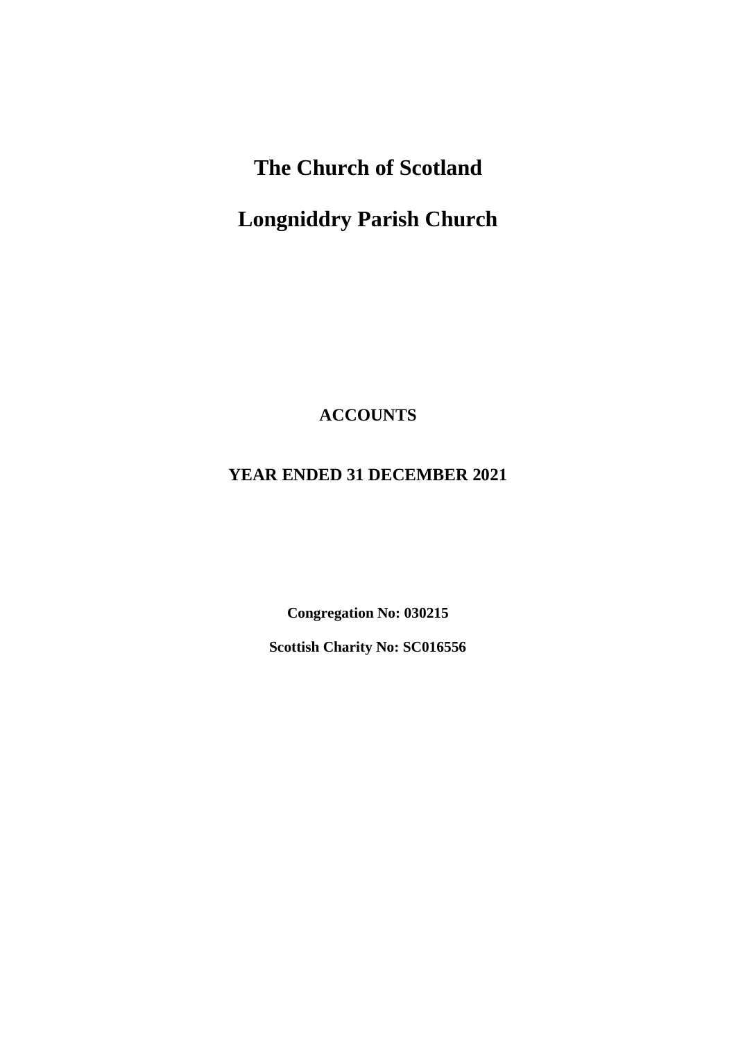# The Church of Scotland

# Longniddry Parish Church

**ACCOUNTS**

**YEAR ENDED 31 DECEMBER 2021**

**Congregation No: 030215**

**Scottish Charity No: SC016556**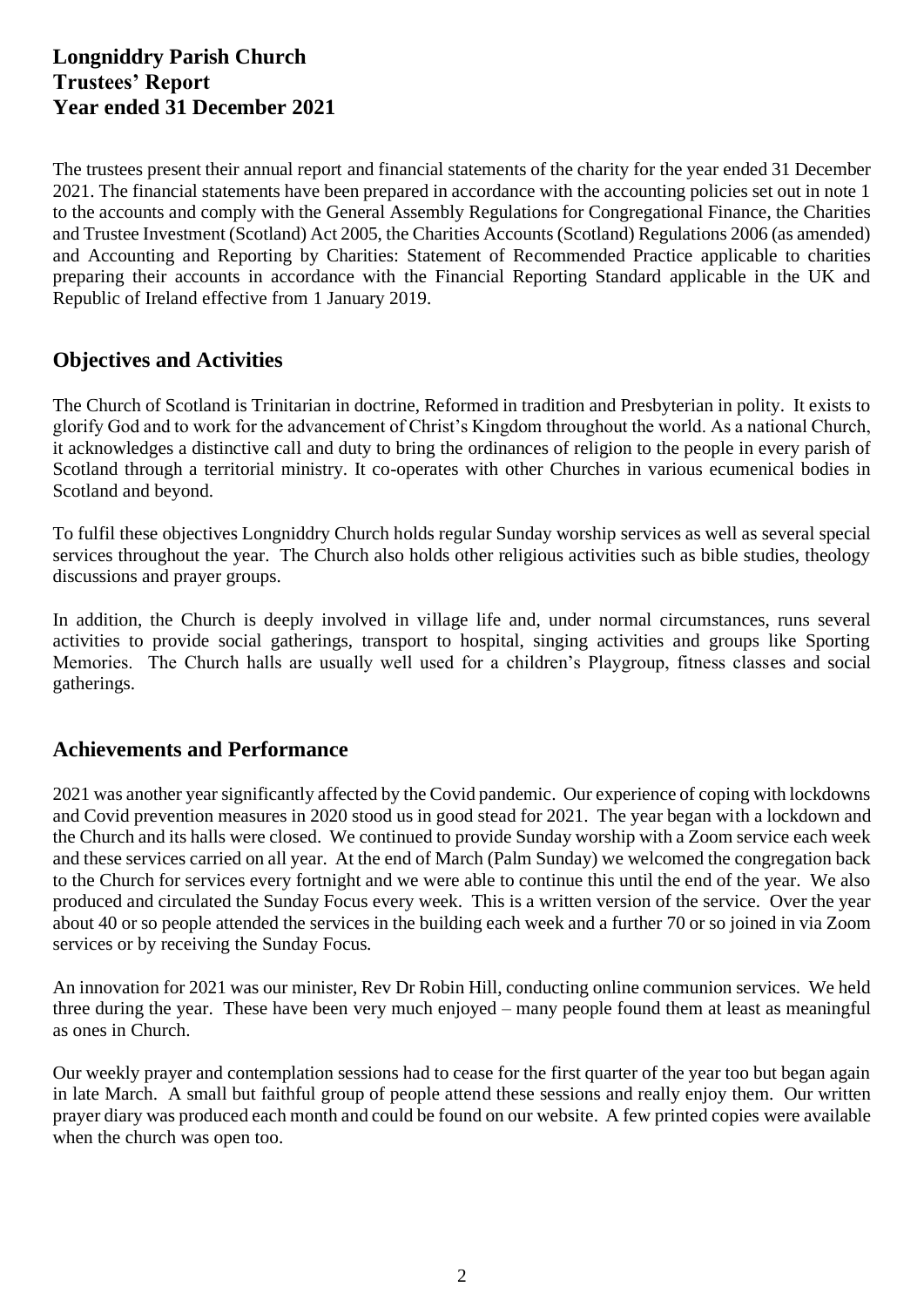# Longniddry Parish Church
# Trustees' Report
# Year ended 31 December 2021

The trustees present their annual report and financial statements of the charity for the year ended 31 December 2021. The financial statements have been prepared in accordance with the accounting policies set out in note 1 to the accounts and comply with the General Assembly Regulations for Congregational Finance, the Charities and Trustee Investment (Scotland) Act 2005, the Charities Accounts (Scotland) Regulations 2006 (as amended) and Accounting and Reporting by Charities: Statement of Recommended Practice applicable to charities preparing their accounts in accordance with the Financial Reporting Standard applicable in the UK and Republic of Ireland effective from 1 January 2019.

## Objectives and Activities

The Church of Scotland is Trinitarian in doctrine, Reformed in tradition and Presbyterian in polity. It exists to glorify God and to work for the advancement of Christ's Kingdom throughout the world. As a national Church, it acknowledges a distinctive call and duty to bring the ordinances of religion to the people in every parish of Scotland through a territorial ministry. It co-operates with other Churches in various ecumenical bodies in Scotland and beyond.

To fulfil these objectives Longniddry Church holds regular Sunday worship services as well as several special services throughout the year. The Church also holds other religious activities such as bible studies, theology discussions and prayer groups.

In addition, the Church is deeply involved in village life and, under normal circumstances, runs several activities to provide social gatherings, transport to hospital, singing activities and groups like Sporting Memories. The Church halls are usually well used for a children's Playgroup, fitness classes and social gatherings.

## Achievements and Performance

2021 was another year significantly affected by the Covid pandemic. Our experience of coping with lockdowns and Covid prevention measures in 2020 stood us in good stead for 2021. The year began with a lockdown and the Church and its halls were closed. We continued to provide Sunday worship with a Zoom service each week and these services carried on all year. At the end of March (Palm Sunday) we welcomed the congregation back to the Church for services every fortnight and we were able to continue this until the end of the year. We also produced and circulated the Sunday Focus every week. This is a written version of the service. Over the year about 40 or so people attended the services in the building each week and a further 70 or so joined in via Zoom services or by receiving the Sunday Focus.

An innovation for 2021 was our minister, Rev Dr Robin Hill, conducting online communion services. We held three during the year. These have been very much enjoyed – many people found them at least as meaningful as ones in Church.

Our weekly prayer and contemplation sessions had to cease for the first quarter of the year too but began again in late March. A small but faithful group of people attend these sessions and really enjoy them. Our written prayer diary was produced each month and could be found on our website. A few printed copies were available when the church was open too.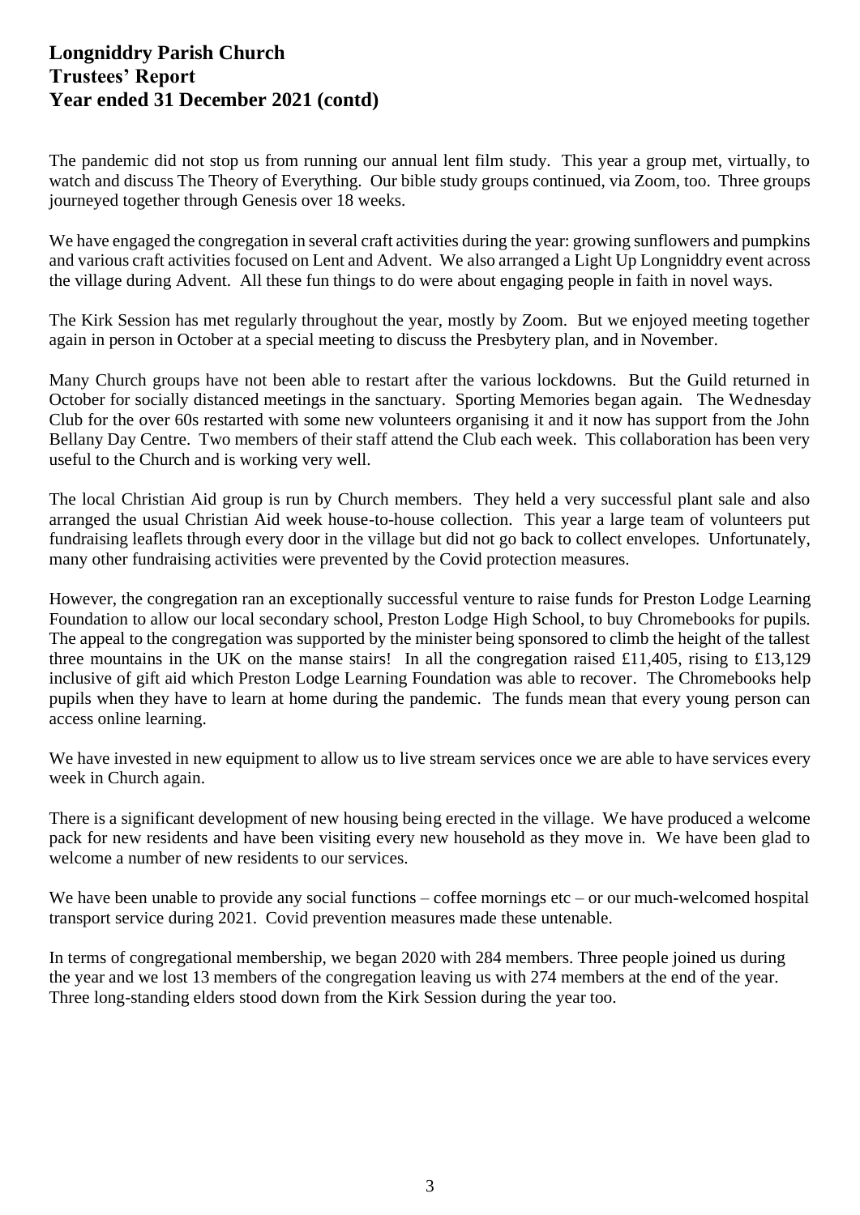# Longniddry Parish Church
# Trustees' Report
# Year ended 31 December 2021 (contd)

The pandemic did not stop us from running our annual lent film study. This year a group met, virtually, to watch and discuss The Theory of Everything. Our bible study groups continued, via Zoom, too. Three groups journeyed together through Genesis over 18 weeks.

We have engaged the congregation in several craft activities during the year: growing sunflowers and pumpkins and various craft activities focused on Lent and Advent. We also arranged a Light Up Longniddry event across the village during Advent. All these fun things to do were about engaging people in faith in novel ways.

The Kirk Session has met regularly throughout the year, mostly by Zoom. But we enjoyed meeting together again in person in October at a special meeting to discuss the Presbytery plan, and in November.

Many Church groups have not been able to restart after the various lockdowns. But the Guild returned in October for socially distanced meetings in the sanctuary. Sporting Memories began again. The Wednesday Club for the over 60s restarted with some new volunteers organising it and it now has support from the John Bellany Day Centre. Two members of their staff attend the Club each week. This collaboration has been very useful to the Church and is working very well.

The local Christian Aid group is run by Church members. They held a very successful plant sale and also arranged the usual Christian Aid week house-to-house collection. This year a large team of volunteers put fundraising leaflets through every door in the village but did not go back to collect envelopes. Unfortunately, many other fundraising activities were prevented by the Covid protection measures.

However, the congregation ran an exceptionally successful venture to raise funds for Preston Lodge Learning Foundation to allow our local secondary school, Preston Lodge High School, to buy Chromebooks for pupils. The appeal to the congregation was supported by the minister being sponsored to climb the height of the tallest three mountains in the UK on the manse stairs! In all the congregation raised £11,405, rising to £13,129 inclusive of gift aid which Preston Lodge Learning Foundation was able to recover. The Chromebooks help pupils when they have to learn at home during the pandemic. The funds mean that every young person can access online learning.

We have invested in new equipment to allow us to live stream services once we are able to have services every week in Church again.

There is a significant development of new housing being erected in the village. We have produced a welcome pack for new residents and have been visiting every new household as they move in. We have been glad to welcome a number of new residents to our services.

We have been unable to provide any social functions – coffee mornings etc – or our much-welcomed hospital transport service during 2021. Covid prevention measures made these untenable.

In terms of congregational membership, we began 2020 with 284 members. Three people joined us during the year and we lost 13 members of the congregation leaving us with 274 members at the end of the year. Three long-standing elders stood down from the Kirk Session during the year too.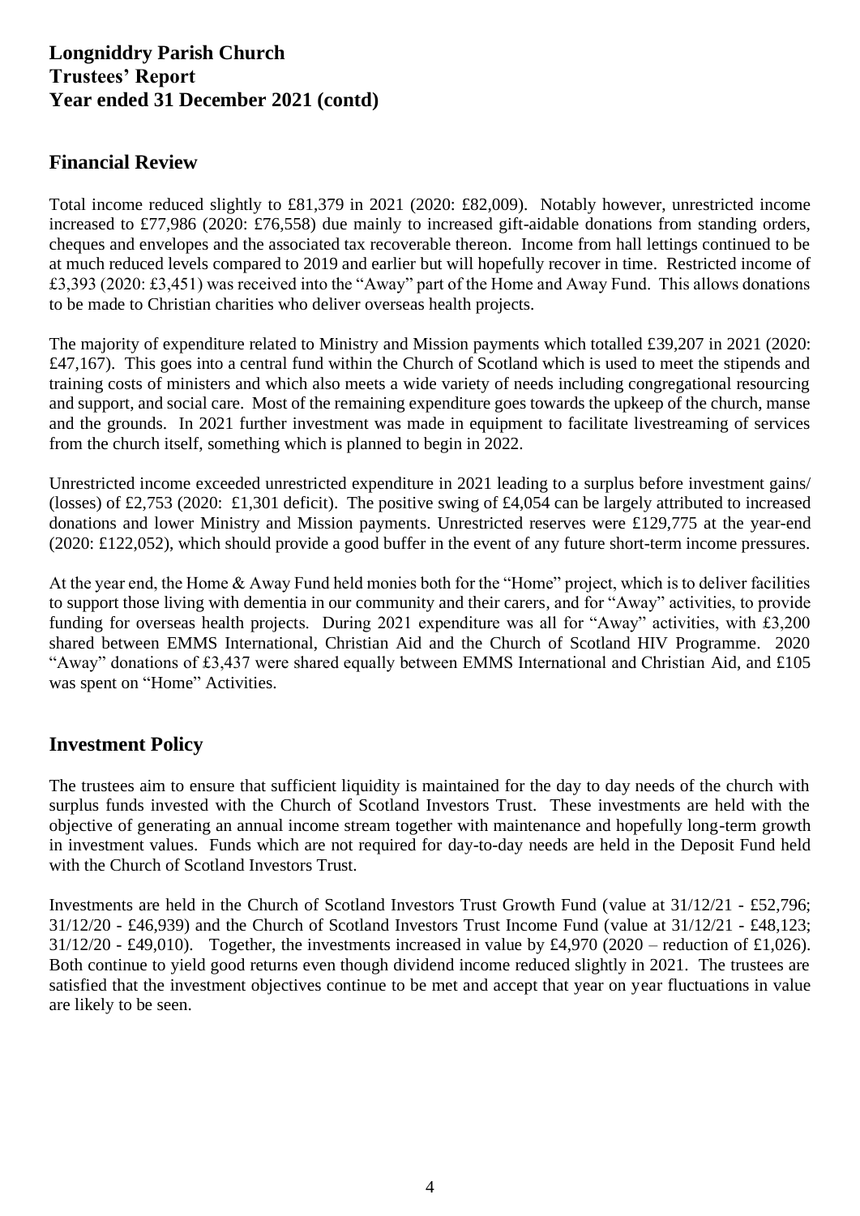**Longniddry Parish Church**
**Trustees' Report**
**Year ended 31 December 2021 (contd)**

## Financial Review

Total income reduced slightly to £81,379 in 2021 (2020: £82,009). Notably however, unrestricted income increased to £77,986 (2020: £76,558) due mainly to increased gift-aidable donations from standing orders, cheques and envelopes and the associated tax recoverable thereon. Income from hall lettings continued to be at much reduced levels compared to 2019 and earlier but will hopefully recover in time. Restricted income of £3,393 (2020: £3,451) was received into the "Away" part of the Home and Away Fund. This allows donations to be made to Christian charities who deliver overseas health projects.

The majority of expenditure related to Ministry and Mission payments which totalled £39,207 in 2021 (2020: £47,167). This goes into a central fund within the Church of Scotland which is used to meet the stipends and training costs of ministers and which also meets a wide variety of needs including congregational resourcing and support, and social care. Most of the remaining expenditure goes towards the upkeep of the church, manse and the grounds. In 2021 further investment was made in equipment to facilitate livestreaming of services from the church itself, something which is planned to begin in 2022.

Unrestricted income exceeded unrestricted expenditure in 2021 leading to a surplus before investment gains/ (losses) of £2,753 (2020: £1,301 deficit). The positive swing of £4,054 can be largely attributed to increased donations and lower Ministry and Mission payments. Unrestricted reserves were £129,775 at the year-end (2020: £122,052), which should provide a good buffer in the event of any future short-term income pressures.

At the year end, the Home & Away Fund held monies both for the "Home" project, which is to deliver facilities to support those living with dementia in our community and their carers, and for "Away" activities, to provide funding for overseas health projects. During 2021 expenditure was all for "Away" activities, with £3,200 shared between EMMS International, Christian Aid and the Church of Scotland HIV Programme. 2020 "Away" donations of £3,437 were shared equally between EMMS International and Christian Aid, and £105 was spent on "Home" Activities.

## Investment Policy

The trustees aim to ensure that sufficient liquidity is maintained for the day to day needs of the church with surplus funds invested with the Church of Scotland Investors Trust. These investments are held with the objective of generating an annual income stream together with maintenance and hopefully long-term growth in investment values. Funds which are not required for day-to-day needs are held in the Deposit Fund held with the Church of Scotland Investors Trust.

Investments are held in the Church of Scotland Investors Trust Growth Fund (value at 31/12/21 - £52,796; 31/12/20 - £46,939) and the Church of Scotland Investors Trust Income Fund (value at 31/12/21 - £48,123; 31/12/20 - £49,010). Together, the investments increased in value by £4,970 (2020 – reduction of £1,026). Both continue to yield good returns even though dividend income reduced slightly in 2021. The trustees are satisfied that the investment objectives continue to be met and accept that year on year fluctuations in value are likely to be seen.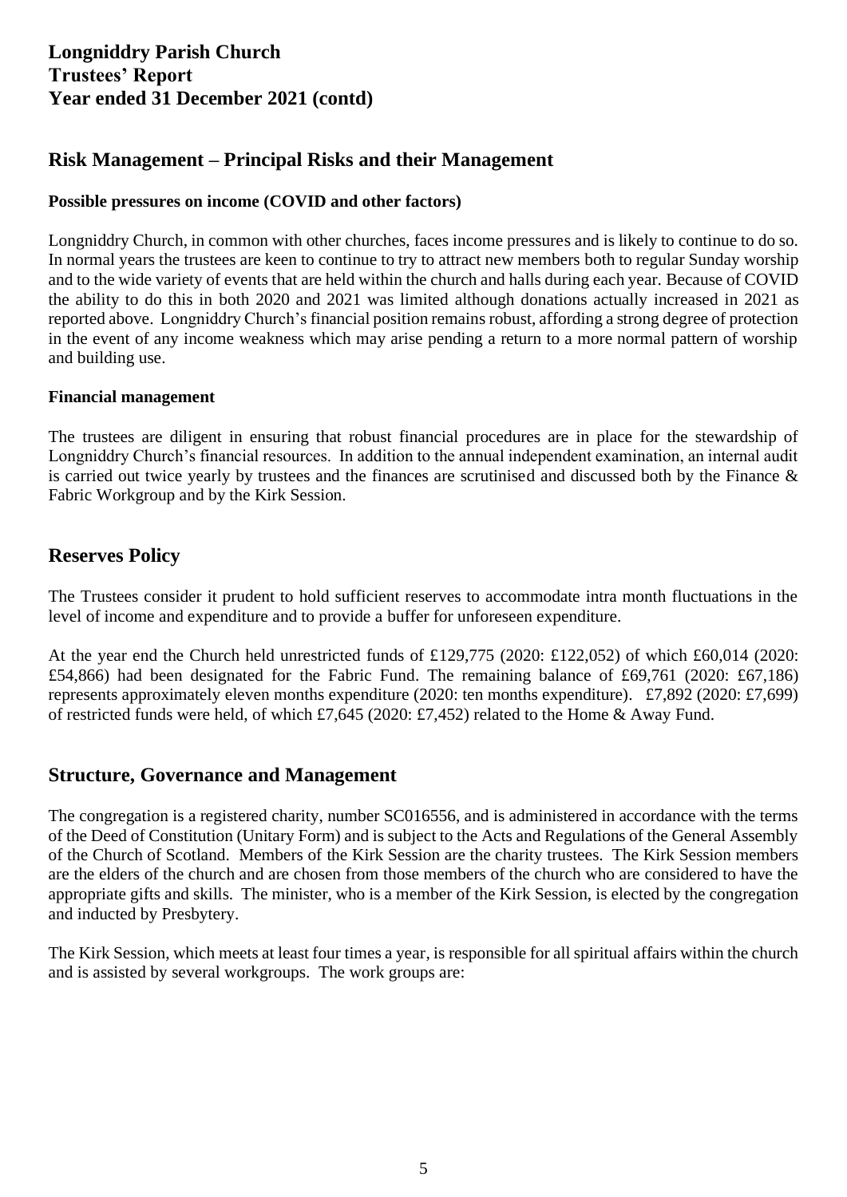# Risk Management – Principal Risks and their Management

### Possible pressures on income (COVID and other factors)

Longniddry Church, in common with other churches, faces income pressures and is likely to continue to do so. In normal years the trustees are keen to continue to try to attract new members both to regular Sunday worship and to the wide variety of events that are held within the church and halls during each year. Because of COVID the ability to do this in both 2020 and 2021 was limited although donations actually increased in 2021 as reported above. Longniddry Church's financial position remains robust, affording a strong degree of protection in the event of any income weakness which may arise pending a return to a more normal pattern of worship and building use.

### Financial management

The trustees are diligent in ensuring that robust financial procedures are in place for the stewardship of Longniddry Church's financial resources. In addition to the annual independent examination, an internal audit is carried out twice yearly by trustees and the finances are scrutinised and discussed both by the Finance & Fabric Workgroup and by the Kirk Session.

# Reserves Policy

The Trustees consider it prudent to hold sufficient reserves to accommodate intra month fluctuations in the level of income and expenditure and to provide a buffer for unforeseen expenditure.

At the year end the Church held unrestricted funds of £129,775 (2020: £122,052) of which £60,014 (2020: £54,866) had been designated for the Fabric Fund. The remaining balance of £69,761 (2020: £67,186) represents approximately eleven months expenditure (2020: ten months expenditure). £7,892 (2020: £7,699) of restricted funds were held, of which £7,645 (2020: £7,452) related to the Home & Away Fund.

# Structure, Governance and Management

The congregation is a registered charity, number SC016556, and is administered in accordance with the terms of the Deed of Constitution (Unitary Form) and is subject to the Acts and Regulations of the General Assembly of the Church of Scotland. Members of the Kirk Session are the charity trustees. The Kirk Session members are the elders of the church and are chosen from those members of the church who are considered to have the appropriate gifts and skills. The minister, who is a member of the Kirk Session, is elected by the congregation and inducted by Presbytery.

The Kirk Session, which meets at least four times a year, is responsible for all spiritual affairs within the church and is assisted by several workgroups. The work groups are: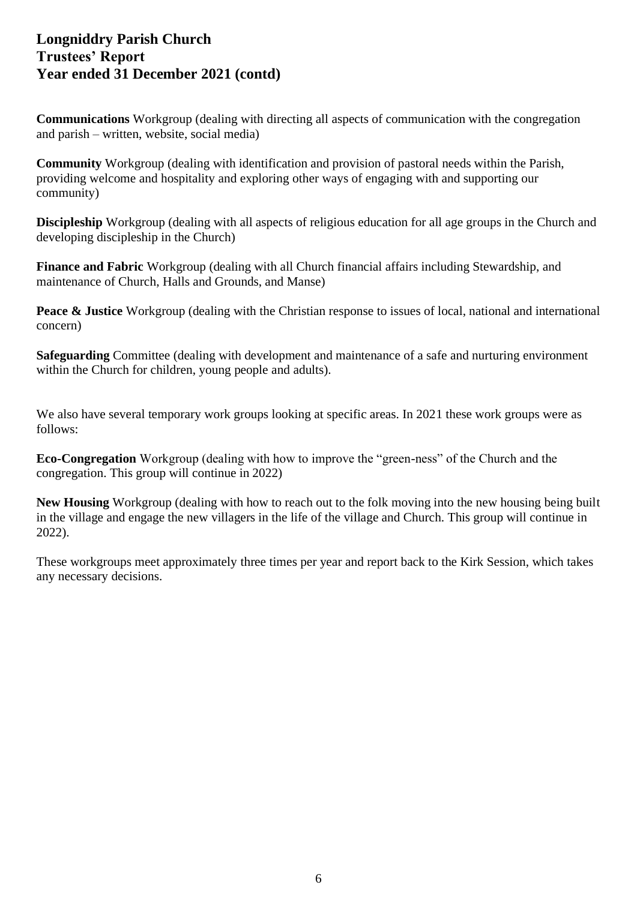**Communications** Workgroup (dealing with directing all aspects of communication with the congregation and parish – written, website, social media)

**Community** Workgroup (dealing with identification and provision of pastoral needs within the Parish, providing welcome and hospitality and exploring other ways of engaging with and supporting our community)

**Discipleship** Workgroup (dealing with all aspects of religious education for all age groups in the Church and developing discipleship in the Church)

**Finance and Fabric** Workgroup (dealing with all Church financial affairs including Stewardship, and maintenance of Church, Halls and Grounds, and Manse)

**Peace & Justice** Workgroup (dealing with the Christian response to issues of local, national and international concern)

**Safeguarding** Committee (dealing with development and maintenance of a safe and nurturing environment within the Church for children, young people and adults).

We also have several temporary work groups looking at specific areas. In 2021 these work groups were as follows:

**Eco-Congregation** Workgroup (dealing with how to improve the "green-ness" of the Church and the congregation. This group will continue in 2022)

**New Housing** Workgroup (dealing with how to reach out to the folk moving into the new housing being built in the village and engage the new villagers in the life of the village and Church. This group will continue in 2022).

These workgroups meet approximately three times per year and report back to the Kirk Session, which takes any necessary decisions.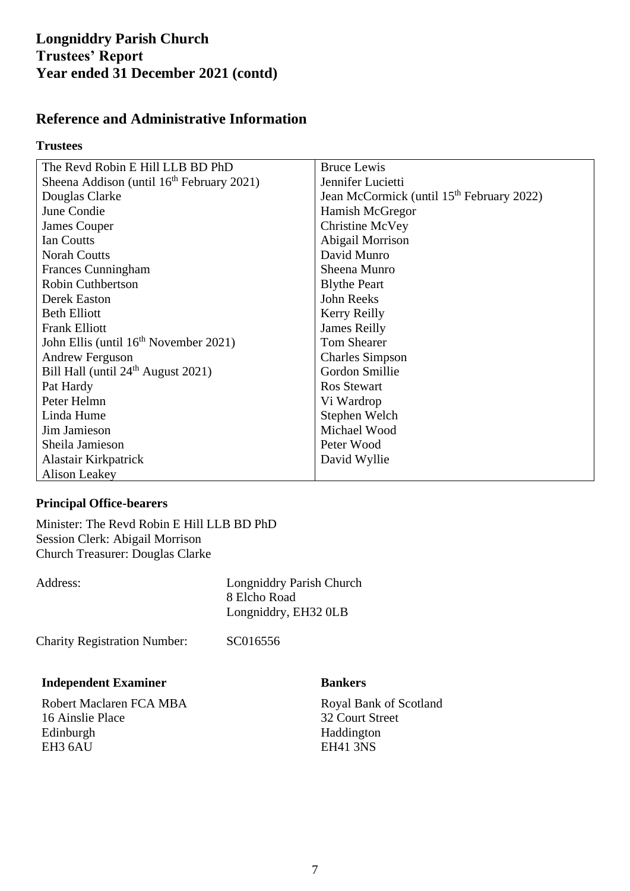# Longniddry Parish Church
# Trustees' Report
# Year ended 31 December 2021 (contd)

## Reference and Administrative Information

### Trustees

| | |
|---|---|
| The Revd Robin E Hill LLB BD PhD | Bruce Lewis |
| Sheena Addison (until 16th February 2021) | Jennifer Lucietti |
| Douglas Clarke | Jean McCormick (until 15th February 2022) |
| June Condie | Hamish McGregor |
| James Couper | Christine McVey |
| Ian Coutts | Abigail Morrison |
| Norah Coutts | David Munro |
| Frances Cunningham | Sheena Munro |
| Robin Cuthbertson | Blythe Peart |
| Derek Easton | John Reeks |
| Beth Elliott | Kerry Reilly |
| Frank Elliott | James Reilly |
| John Ellis (until 16th November 2021) | Tom Shearer |
| Andrew Ferguson | Charles Simpson |
| Bill Hall (until 24th August 2021) | Gordon Smillie |
| Pat Hardy | Ros Stewart |
| Peter Helmn | Vi Wardrop |
| Linda Hume | Stephen Welch |
| Jim Jamieson | Michael Wood |
| Sheila Jamieson | Peter Wood |
| Alastair Kirkpatrick | David Wyllie |
| Alison Leakey | |

### Principal Office-bearers

Minister: The Revd Robin E Hill LLB BD PhD
Session Clerk: Abigail Morrison
Church Treasurer: Douglas Clarke

Address: Longniddry Parish Church
8 Elcho Road
Longniddry, EH32 0LB

Charity Registration Number: SC016556

**Independent Examiner**

Robert Maclaren FCA MBA
16 Ainslie Place
Edinburgh
EH3 6AU

**Bankers**

Royal Bank of Scotland
32 Court Street
Haddington
EH41 3NS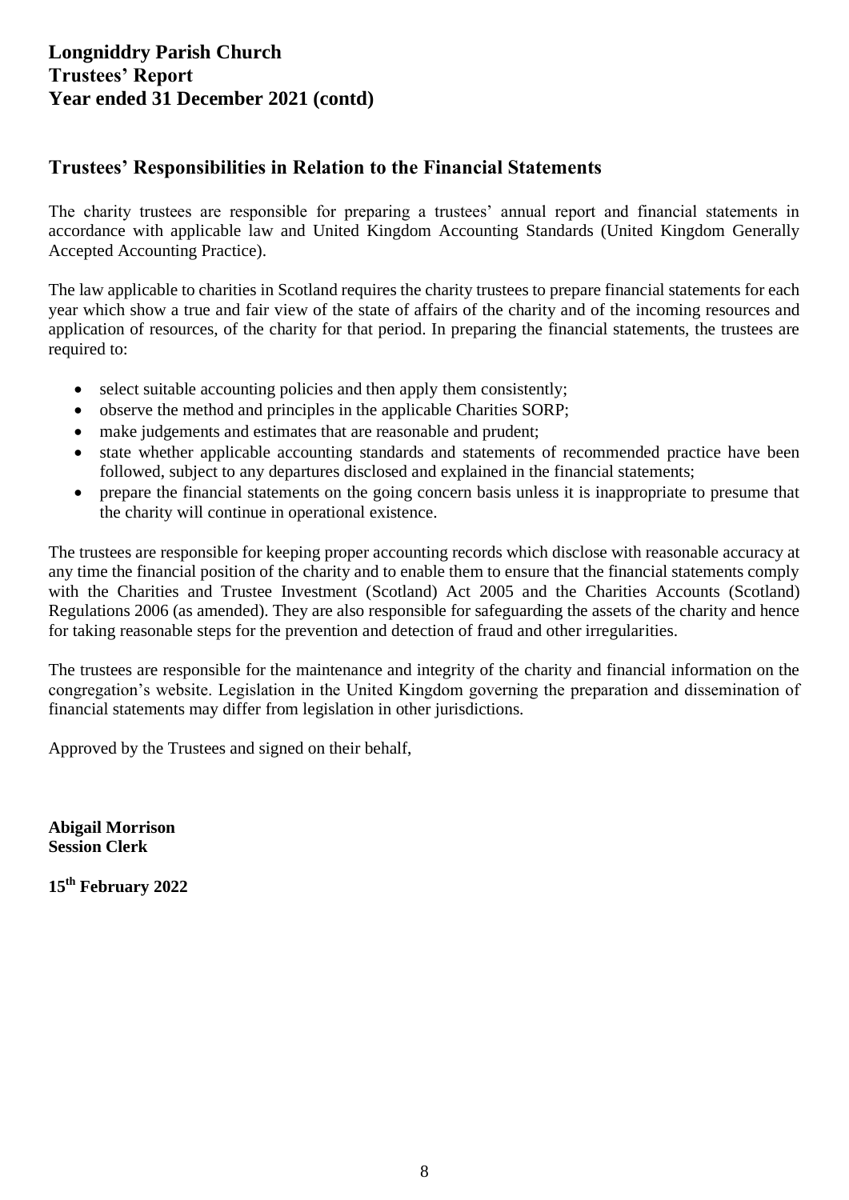## Trustees' Responsibilities in Relation to the Financial Statements

The charity trustees are responsible for preparing a trustees' annual report and financial statements in accordance with applicable law and United Kingdom Accounting Standards (United Kingdom Generally Accepted Accounting Practice).

The law applicable to charities in Scotland requires the charity trustees to prepare financial statements for each year which show a true and fair view of the state of affairs of the charity and of the incoming resources and application of resources, of the charity for that period. In preparing the financial statements, the trustees are required to:

- select suitable accounting policies and then apply them consistently;
- observe the method and principles in the applicable Charities SORP;
- make judgements and estimates that are reasonable and prudent;
- state whether applicable accounting standards and statements of recommended practice have been followed, subject to any departures disclosed and explained in the financial statements;
- prepare the financial statements on the going concern basis unless it is inappropriate to presume that the charity will continue in operational existence.

The trustees are responsible for keeping proper accounting records which disclose with reasonable accuracy at any time the financial position of the charity and to enable them to ensure that the financial statements comply with the Charities and Trustee Investment (Scotland) Act 2005 and the Charities Accounts (Scotland) Regulations 2006 (as amended). They are also responsible for safeguarding the assets of the charity and hence for taking reasonable steps for the prevention and detection of fraud and other irregularities.

The trustees are responsible for the maintenance and integrity of the charity and financial information on the congregation's website. Legislation in the United Kingdom governing the preparation and dissemination of financial statements may differ from legislation in other jurisdictions.

Approved by the Trustees and signed on their behalf,

**Abigail Morrison**
**Session Clerk**

**15th February 2022**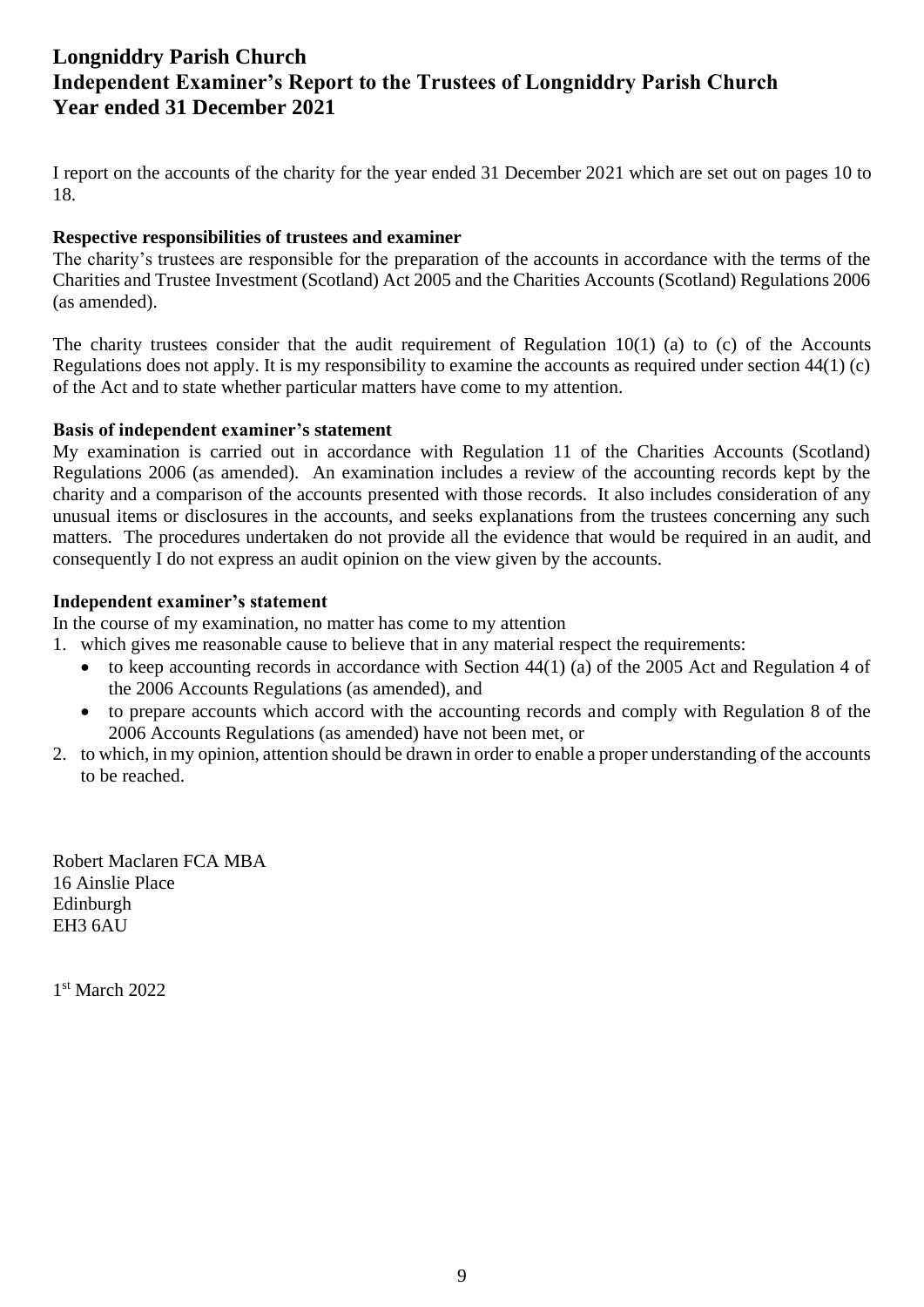# Longniddry Parish Church
# Independent Examiner's Report to the Trustees of Longniddry Parish Church
# Year ended 31 December 2021

I report on the accounts of the charity for the year ended 31 December 2021 which are set out on pages 10 to 18.

**Respective responsibilities of trustees and examiner**

The charity's trustees are responsible for the preparation of the accounts in accordance with the terms of the Charities and Trustee Investment (Scotland) Act 2005 and the Charities Accounts (Scotland) Regulations 2006 (as amended).

The charity trustees consider that the audit requirement of Regulation 10(1) (a) to (c) of the Accounts Regulations does not apply. It is my responsibility to examine the accounts as required under section 44(1) (c) of the Act and to state whether particular matters have come to my attention.

**Basis of independent examiner's statement**

My examination is carried out in accordance with Regulation 11 of the Charities Accounts (Scotland) Regulations 2006 (as amended). An examination includes a review of the accounting records kept by the charity and a comparison of the accounts presented with those records. It also includes consideration of any unusual items or disclosures in the accounts, and seeks explanations from the trustees concerning any such matters. The procedures undertaken do not provide all the evidence that would be required in an audit, and consequently I do not express an audit opinion on the view given by the accounts.

**Independent examiner's statement**

In the course of my examination, no matter has come to my attention

1. which gives me reasonable cause to believe that in any material respect the requirements:
    - to keep accounting records in accordance with Section 44(1) (a) of the 2005 Act and Regulation 4 of the 2006 Accounts Regulations (as amended), and
    - to prepare accounts which accord with the accounting records and comply with Regulation 8 of the 2006 Accounts Regulations (as amended) have not been met, or
2. to which, in my opinion, attention should be drawn in order to enable a proper understanding of the accounts to be reached.

Robert Maclaren FCA MBA
16 Ainslie Place
Edinburgh
EH3 6AU

1st March 2022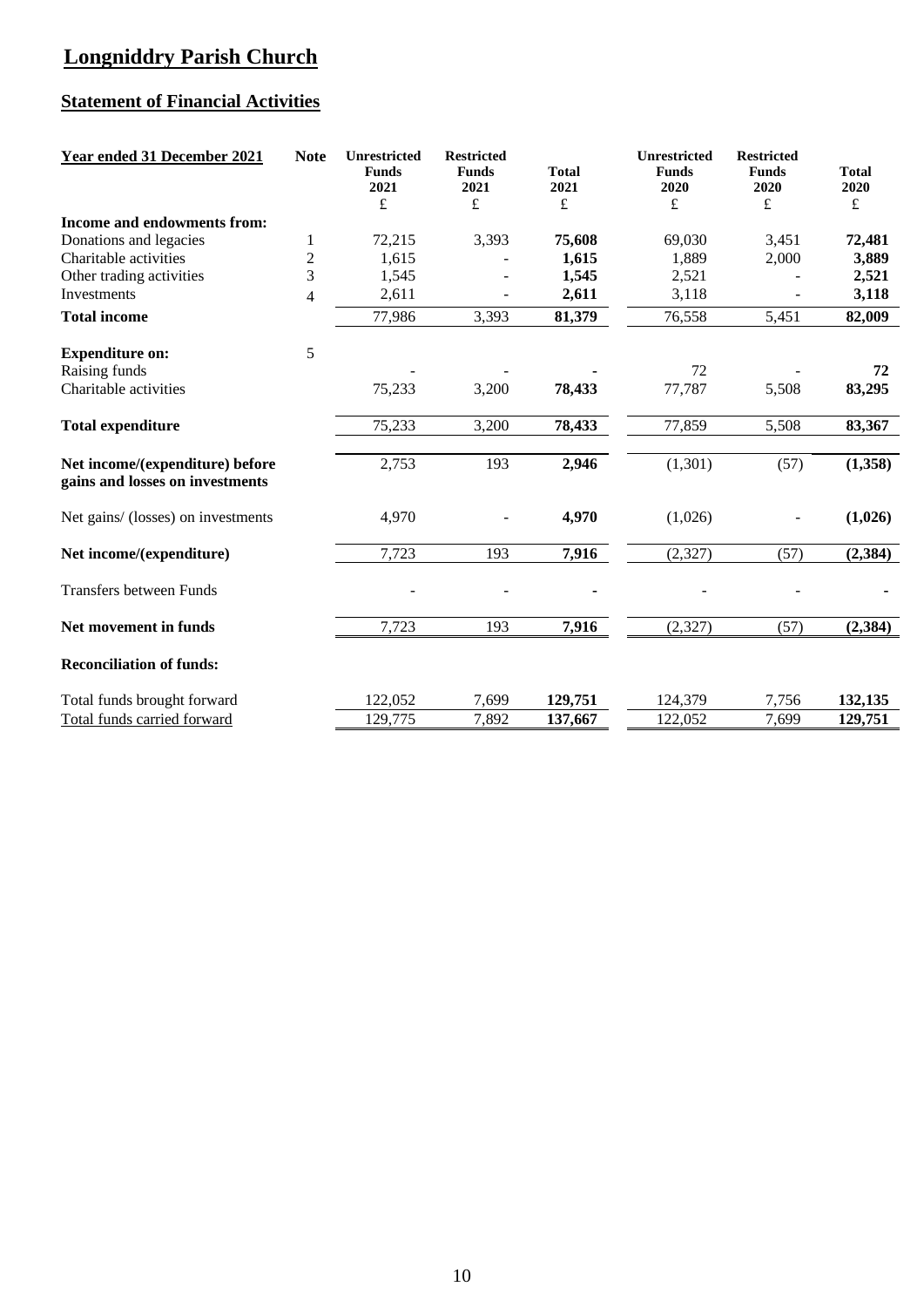# Longniddry Parish Church

## Statement of Financial Activities

| Year ended 31 December 2021 | Note | Unrestricted Funds 2021 £ | Restricted Funds 2021 £ | Total 2021 £ | Unrestricted Funds 2020 £ | Restricted Funds 2020 £ | Total 2020 £ |
|---|---|---|---|---|---|---|---|
| **Income and endowments from:** | | | | | | | |
| Donations and legacies | 1 | 72,215 | 3,393 | **75,608** | 69,030 | 3,451 | **72,481** |
| Charitable activities | 2 | 1,615 | - | **1,615** | 1,889 | 2,000 | **3,889** |
| Other trading activities | 3 | 1,545 | - | **1,545** | 2,521 | - | **2,521** |
| Investments | 4 | 2,611 | - | **2,611** | 3,118 | - | **3,118** |
| **Total income** | | 77,986 | 3,393 | **81,379** | 76,558 | 5,451 | **82,009** |
| **Expenditure on:** | 5 | | | | | | |
| Raising funds | | - | - | **-** | 72 | - | **72** |
| Charitable activities | | 75,233 | 3,200 | **78,433** | 77,787 | 5,508 | **83,295** |
| **Total expenditure** | | 75,233 | 3,200 | **78,433** | 77,859 | 5,508 | **83,367** |
| **Net income/(expenditure) before gains and losses on investments** | | 2,753 | 193 | **2,946** | (1,301) | (57) | **(1,358)** |
| Net gains/ (losses) on investments | | 4,970 | - | **4,970** | (1,026) | - | **(1,026)** |
| **Net income/(expenditure)** | | 7,723 | 193 | **7,916** | (2,327) | (57) | **(2,384)** |
| Transfers between Funds | | - | - | **-** | - | - | **-** |
| **Net movement in funds** | | 7,723 | 193 | **7,916** | (2,327) | (57) | **(2,384)** |
| **Reconciliation of funds:** | | | | | | | |
| Total funds brought forward | | 122,052 | 7,699 | **129,751** | 124,379 | 7,756 | **132,135** |
| Total funds carried forward | | 129,775 | 7,892 | **137,667** | 122,052 | 7,699 | **129,751** |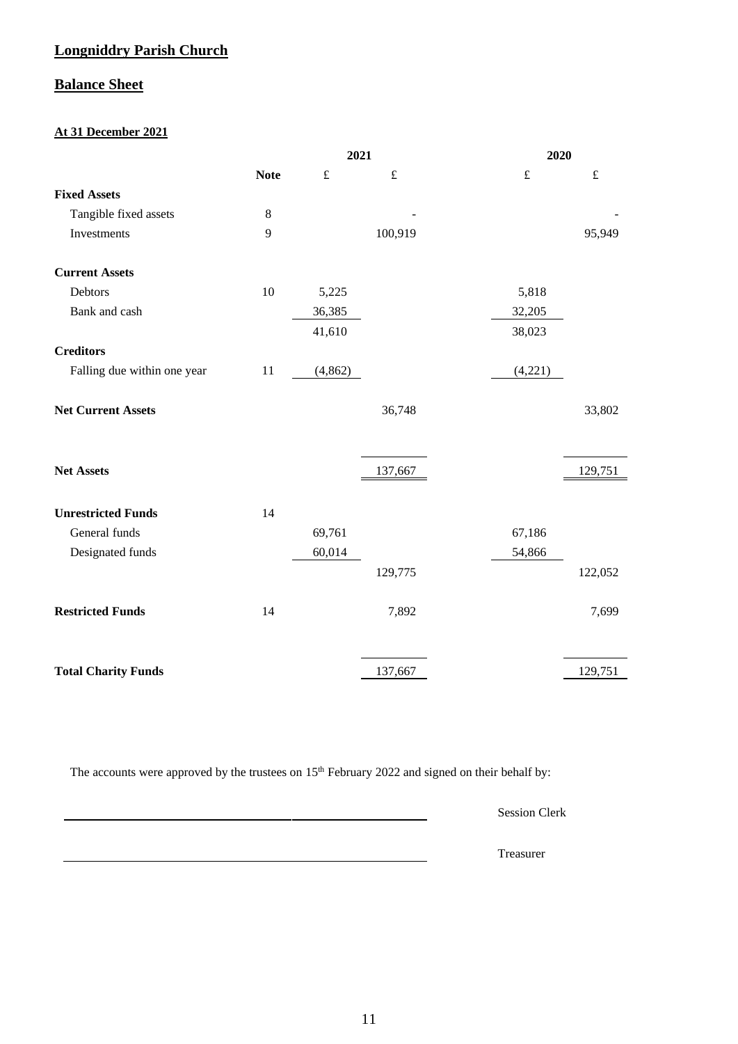# Longniddry Parish Church

## Balance Sheet

### At 31 December 2021

| | Note | 2021 £ | 2021 £ | 2020 £ | 2020 £ |
|---|---|---|---|---|---|
| **Fixed Assets** | | | | | |
| Tangible fixed assets | 8 | | - | | - |
| Investments | 9 | | 100,919 | | 95,949 |
| **Current Assets** | | | | | |
| Debtors | 10 | 5,225 | | 5,818 | |
| Bank and cash | | 36,385 | | 32,205 | |
| | | 41,610 | | 38,023 | |
| **Creditors** | | | | | |
| Falling due within one year | 11 | (4,862) | | (4,221) | |
| **Net Current Assets** | | | 36,748 | | 33,802 |
| **Net Assets** | | | 137,667 | | 129,751 |
| **Unrestricted Funds** | 14 | | | | |
| General funds | | 69,761 | | 67,186 | |
| Designated funds | | 60,014 | | 54,866 | |
| | | | 129,775 | | 122,052 |
| **Restricted Funds** | 14 | | 7,892 | | 7,699 |
| **Total Charity Funds** | | | 137,667 | | 129,751 |

The accounts were approved by the trustees on 15th February 2022 and signed on their behalf by:

\_\_\_\_\_\_\_\_\_\_\_\_\_\_\_\_\_\_\_\_\_\_\_\_\_\_\_\_ Session Clerk

\_\_\_\_\_\_\_\_\_\_\_\_\_\_\_\_\_\_\_\_\_\_\_\_\_\_\_\_ Treasurer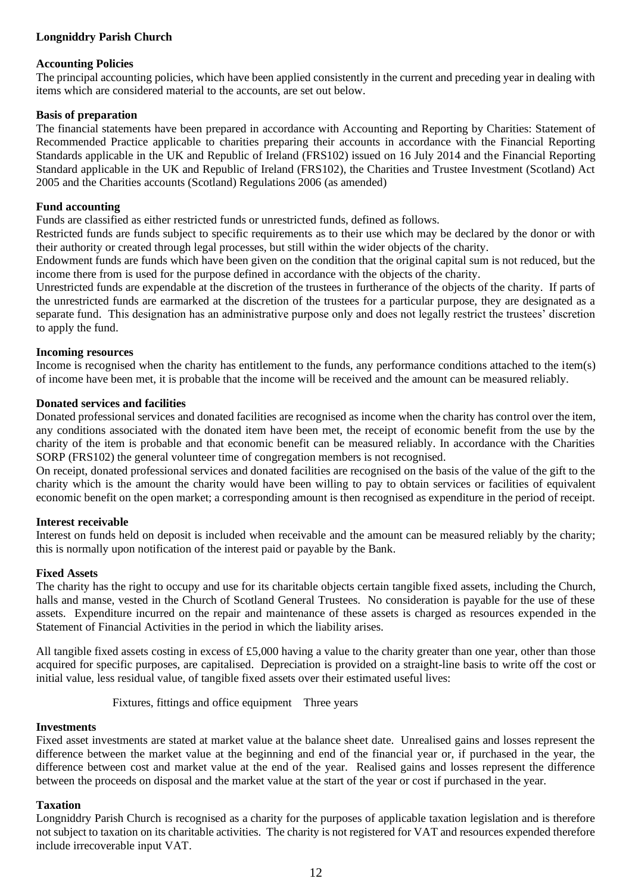**Longniddry Parish Church**

**Accounting Policies**

The principal accounting policies, which have been applied consistently in the current and preceding year in dealing with items which are considered material to the accounts, are set out below.

**Basis of preparation**

The financial statements have been prepared in accordance with Accounting and Reporting by Charities: Statement of Recommended Practice applicable to charities preparing their accounts in accordance with the Financial Reporting Standards applicable in the UK and Republic of Ireland (FRS102) issued on 16 July 2014 and the Financial Reporting Standard applicable in the UK and Republic of Ireland (FRS102), the Charities and Trustee Investment (Scotland) Act 2005 and the Charities accounts (Scotland) Regulations 2006 (as amended)

**Fund accounting**

Funds are classified as either restricted funds or unrestricted funds, defined as follows.

Restricted funds are funds subject to specific requirements as to their use which may be declared by the donor or with their authority or created through legal processes, but still within the wider objects of the charity.

Endowment funds are funds which have been given on the condition that the original capital sum is not reduced, but the income there from is used for the purpose defined in accordance with the objects of the charity.

Unrestricted funds are expendable at the discretion of the trustees in furtherance of the objects of the charity. If parts of the unrestricted funds are earmarked at the discretion of the trustees for a particular purpose, they are designated as a separate fund. This designation has an administrative purpose only and does not legally restrict the trustees' discretion to apply the fund.

**Incoming resources**

Income is recognised when the charity has entitlement to the funds, any performance conditions attached to the item(s) of income have been met, it is probable that the income will be received and the amount can be measured reliably.

**Donated services and facilities**

Donated professional services and donated facilities are recognised as income when the charity has control over the item, any conditions associated with the donated item have been met, the receipt of economic benefit from the use by the charity of the item is probable and that economic benefit can be measured reliably. In accordance with the Charities SORP (FRS102) the general volunteer time of congregation members is not recognised.

On receipt, donated professional services and donated facilities are recognised on the basis of the value of the gift to the charity which is the amount the charity would have been willing to pay to obtain services or facilities of equivalent economic benefit on the open market; a corresponding amount is then recognised as expenditure in the period of receipt.

**Interest receivable**

Interest on funds held on deposit is included when receivable and the amount can be measured reliably by the charity; this is normally upon notification of the interest paid or payable by the Bank.

**Fixed Assets**

The charity has the right to occupy and use for its charitable objects certain tangible fixed assets, including the Church, halls and manse, vested in the Church of Scotland General Trustees. No consideration is payable for the use of these assets. Expenditure incurred on the repair and maintenance of these assets is charged as resources expended in the Statement of Financial Activities in the period in which the liability arises.

All tangible fixed assets costing in excess of £5,000 having a value to the charity greater than one year, other than those acquired for specific purposes, are capitalised. Depreciation is provided on a straight-line basis to write off the cost or initial value, less residual value, of tangible fixed assets over their estimated useful lives:

Fixtures, fittings and office equipment  Three years

**Investments**

Fixed asset investments are stated at market value at the balance sheet date. Unrealised gains and losses represent the difference between the market value at the beginning and end of the financial year or, if purchased in the year, the difference between cost and market value at the end of the year. Realised gains and losses represent the difference between the proceeds on disposal and the market value at the start of the year or cost if purchased in the year.

**Taxation**

Longniddry Parish Church is recognised as a charity for the purposes of applicable taxation legislation and is therefore not subject to taxation on its charitable activities. The charity is not registered for VAT and resources expended therefore include irrecoverable input VAT.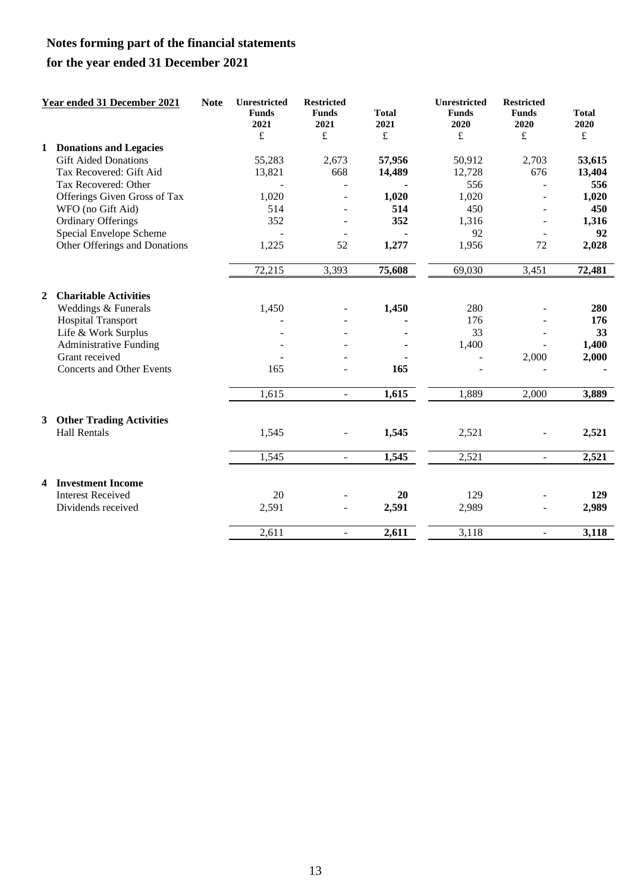# Notes forming part of the financial statements

# for the year ended 31 December 2021

| Year ended 31 December 2021 | Note | Unrestricted Funds 2021 £ | Restricted Funds 2021 £ | Total 2021 £ | Unrestricted Funds 2020 £ | Restricted Funds 2020 £ | Total 2020 £ |
|---|---|---|---|---|---|---|---|
| **1 Donations and Legacies** | | | | | | | |
| Gift Aided Donations | | 55,283 | 2,673 | **57,956** | 50,912 | 2,703 | **53,615** |
| Tax Recovered: Gift Aid | | 13,821 | 668 | **14,489** | 12,728 | 676 | **13,404** |
| Tax Recovered: Other | | - | - | **-** | 556 | - | **556** |
| Offerings Given Gross of Tax | | 1,020 | - | **1,020** | 1,020 | - | **1,020** |
| WFO (no Gift Aid) | | 514 | - | **514** | 450 | - | **450** |
| Ordinary Offerings | | 352 | - | **352** | 1,316 | - | **1,316** |
| Special Envelope Scheme | | - | - | **-** | 92 | - | **92** |
| Other Offerings and Donations | | 1,225 | 52 | **1,277** | 1,956 | 72 | **2,028** |
| | | 72,215 | 3,393 | **75,608** | 69,030 | 3,451 | **72,481** |
| **2 Charitable Activities** | | | | | | | |
| Weddings & Funerals | | 1,450 | - | **1,450** | 280 | - | **280** |
| Hospital Transport | | - | - | **-** | 176 | - | **176** |
| Life & Work Surplus | | - | - | **-** | 33 | - | **33** |
| Administrative Funding | | - | - | **-** | 1,400 | - | **1,400** |
| Grant received | | - | - | - | - | 2,000 | **2,000** |
| Concerts and Other Events | | 165 | - | **165** | - | - | **-** |
| | | 1,615 | - | **1,615** | 1,889 | 2,000 | **3,889** |
| **3 Other Trading Activities** | | | | | | | |
| Hall Rentals | | 1,545 | - | **1,545** | 2,521 | - | **2,521** |
| | | 1,545 | - | **1,545** | 2,521 | - | **2,521** |
| **4 Investment Income** | | | | | | | |
| Interest Received | | 20 | - | **20** | 129 | - | **129** |
| Dividends received | | 2,591 | - | **2,591** | 2,989 | - | **2,989** |
| | | 2,611 | - | **2,611** | 3,118 | - | **3,118** |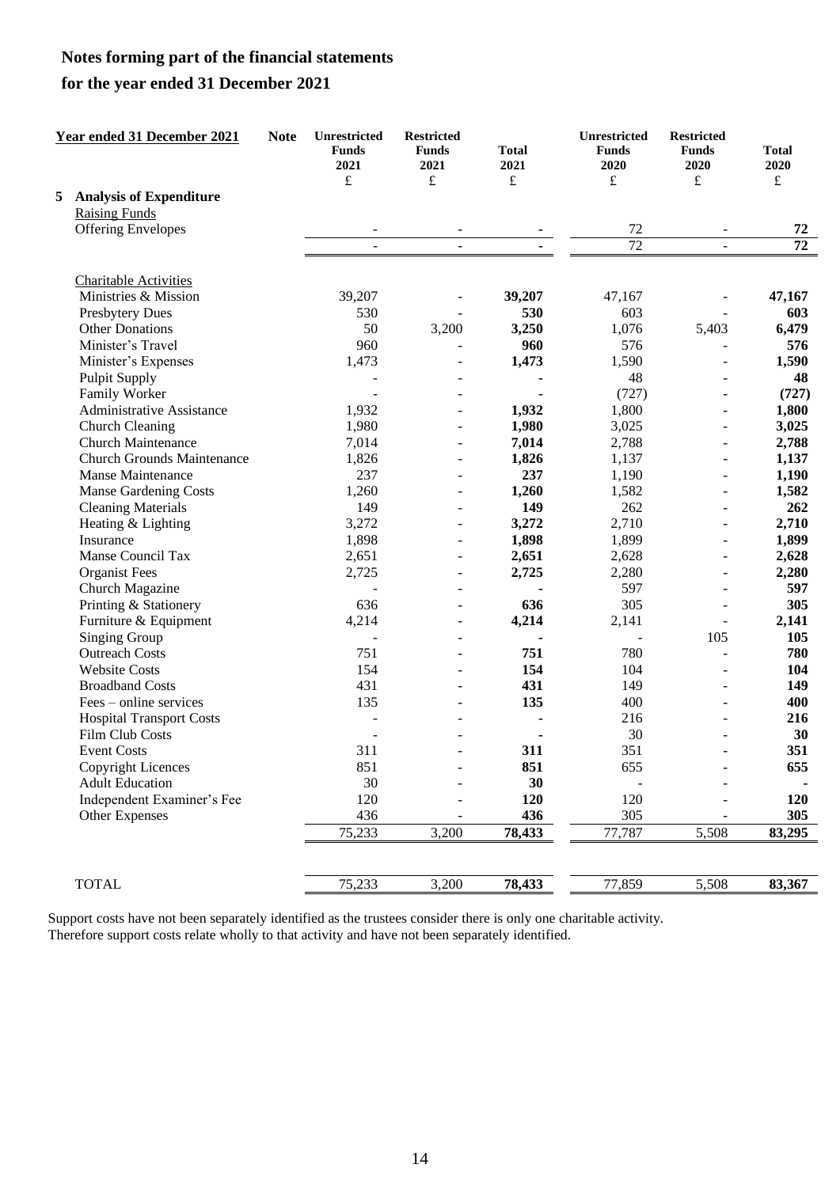# Notes forming part of the financial statements

## for the year ended 31 December 2021

| Year ended 31 December 2021 | Note | Unrestricted Funds 2021 £ | Restricted Funds 2021 £ | Total 2021 £ | Unrestricted Funds 2020 £ | Restricted Funds 2020 £ | Total 2020 £ |
|---|---|---|---|---|---|---|---|
| **5 Analysis of Expenditure** | | | | | | | |
| Raising Funds | | | | | | | |
| Offering Envelopes | | - | - | - | 72 | - | **72** |
| | | - | - | - | 72 | - | **72** |
| Charitable Activities | | | | | | | |
| Ministries & Mission | | 39,207 | - | **39,207** | 47,167 | - | **47,167** |
| Presbytery Dues | | 530 | - | **530** | 603 | - | **603** |
| Other Donations | | 50 | 3,200 | **3,250** | 1,076 | 5,403 | **6,479** |
| Minister's Travel | | 960 | - | **960** | 576 | - | **576** |
| Minister's Expenses | | 1,473 | - | **1,473** | 1,590 | - | **1,590** |
| Pulpit Supply | | - | - | **-** | 48 | - | **48** |
| Family Worker | | - | - | **-** | (727) | - | **(727)** |
| Administrative Assistance | | 1,932 | - | **1,932** | 1,800 | - | **1,800** |
| Church Cleaning | | 1,980 | - | **1,980** | 3,025 | - | **3,025** |
| Church Maintenance | | 7,014 | - | **7,014** | 2,788 | - | **2,788** |
| Church Grounds Maintenance | | 1,826 | - | **1,826** | 1,137 | - | **1,137** |
| Manse Maintenance | | 237 | - | **237** | 1,190 | - | **1,190** |
| Manse Gardening Costs | | 1,260 | - | **1,260** | 1,582 | - | **1,582** |
| Cleaning Materials | | 149 | - | **149** | 262 | - | **262** |
| Heating & Lighting | | 3,272 | - | **3,272** | 2,710 | - | **2,710** |
| Insurance | | 1,898 | - | **1,898** | 1,899 | - | **1,899** |
| Manse Council Tax | | 2,651 | - | **2,651** | 2,628 | - | **2,628** |
| Organist Fees | | 2,725 | - | **2,725** | 2,280 | - | **2,280** |
| Church Magazine | | - | - | **-** | 597 | - | **597** |
| Printing & Stationery | | 636 | - | **636** | 305 | - | **305** |
| Furniture & Equipment | | 4,214 | - | **4,214** | 2,141 | - | **2,141** |
| Singing Group | | - | - | **-** | - | 105 | **105** |
| Outreach Costs | | 751 | - | **751** | 780 | - | **780** |
| Website Costs | | 154 | - | **154** | 104 | - | **104** |
| Broadband Costs | | 431 | - | **431** | 149 | - | **149** |
| Fees – online services | | 135 | - | **135** | 400 | - | **400** |
| Hospital Transport Costs | | - | - | **-** | 216 | - | **216** |
| Film Club Costs | | - | - | **-** | 30 | - | **30** |
| Event Costs | | 311 | - | **311** | 351 | - | **351** |
| Copyright Licences | | 851 | - | **851** | 655 | - | **655** |
| Adult Education | | 30 | - | **30** | - | - | **-** |
| Independent Examiner's Fee | | 120 | - | **120** | 120 | - | **120** |
| Other Expenses | | 436 | - | **436** | 305 | - | **305** |
| | | 75,233 | 3,200 | **78,433** | 77,787 | 5,508 | **83,295** |
| TOTAL | | 75,233 | 3,200 | **78,433** | 77,859 | 5,508 | **83,367** |

Support costs have not been separately identified as the trustees consider there is only one charitable activity. Therefore support costs relate wholly to that activity and have not been separately identified.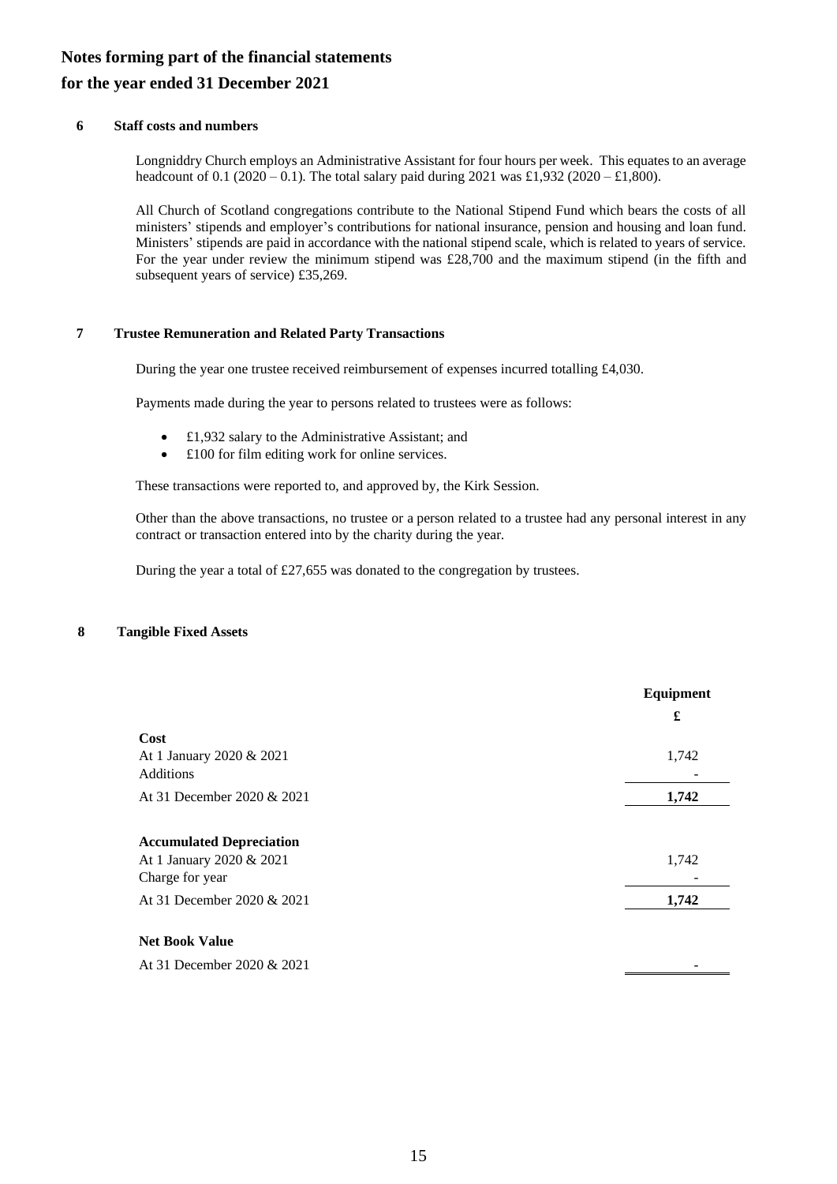# Notes forming part of the financial statements

# for the year ended 31 December 2021

## 6 Staff costs and numbers

Longniddry Church employs an Administrative Assistant for four hours per week. This equates to an average headcount of 0.1 (2020 – 0.1). The total salary paid during 2021 was £1,932 (2020 – £1,800).

All Church of Scotland congregations contribute to the National Stipend Fund which bears the costs of all ministers' stipends and employer's contributions for national insurance, pension and housing and loan fund. Ministers' stipends are paid in accordance with the national stipend scale, which is related to years of service. For the year under review the minimum stipend was £28,700 and the maximum stipend (in the fifth and subsequent years of service) £35,269.

## 7 Trustee Remuneration and Related Party Transactions

During the year one trustee received reimbursement of expenses incurred totalling £4,030.

Payments made during the year to persons related to trustees were as follows:

- £1,932 salary to the Administrative Assistant; and
- £100 for film editing work for online services.

These transactions were reported to, and approved by, the Kirk Session.

Other than the above transactions, no trustee or a person related to a trustee had any personal interest in any contract or transaction entered into by the charity during the year.

During the year a total of £27,655 was donated to the congregation by trustees.

## 8 Tangible Fixed Assets

| | Equipment |
|---|---|
| | £ |
| **Cost** | |
| At 1 January 2020 & 2021 | 1,742 |
| Additions | - |
| At 31 December 2020 & 2021 | **1,742** |
| | |
| **Accumulated Depreciation** | |
| At 1 January 2020 & 2021 | 1,742 |
| Charge for year | - |
| At 31 December 2020 & 2021 | **1,742** |
| | |
| **Net Book Value** | |
| At 31 December 2020 & 2021 | - |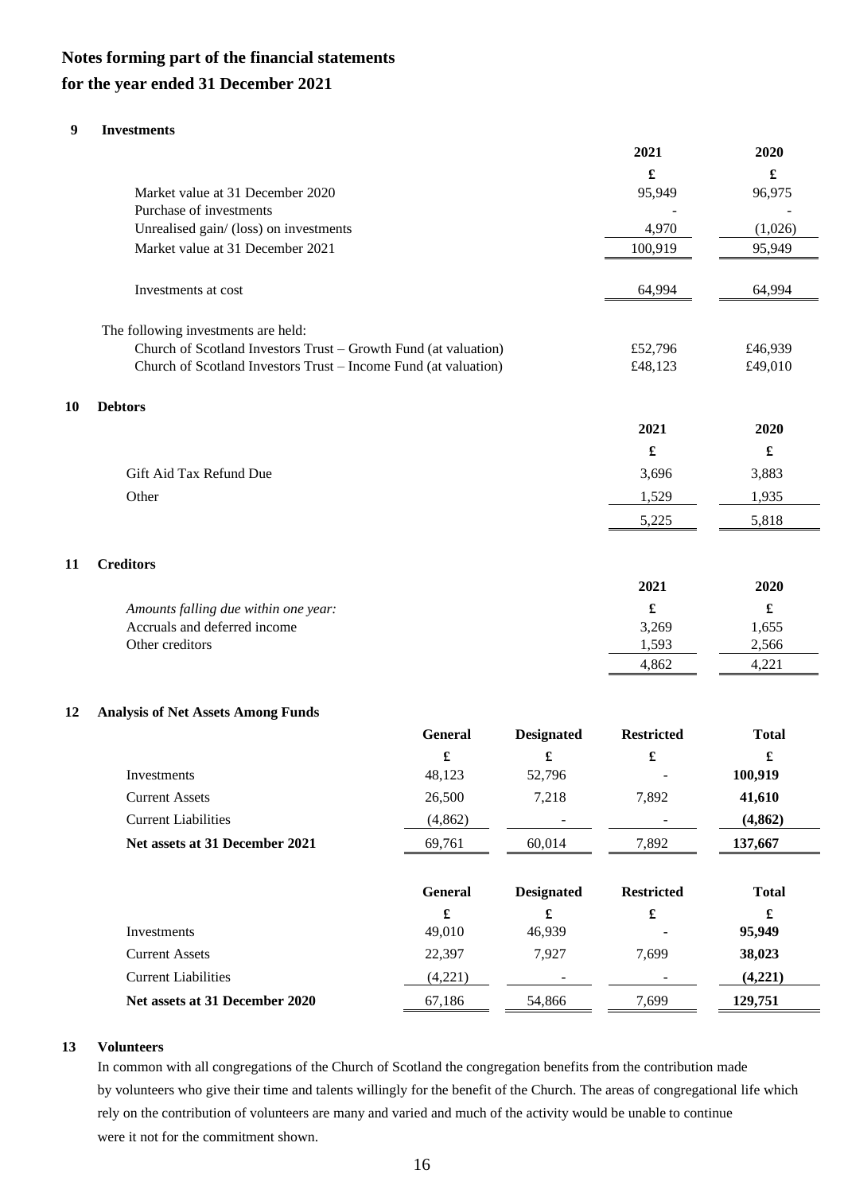# Notes forming part of the financial statements
## for the year ended 31 December 2021

### 9 Investments

| | 2021 | 2020 |
|---|---|---|
| | £ | £ |
| Market value at 31 December 2020 | 95,949 | 96,975 |
| Purchase of investments | - | - |
| Unrealised gain/ (loss) on investments | 4,970 | (1,026) |
| Market value at 31 December 2021 | 100,919 | 95,949 |
| Investments at cost | 64,994 | 64,994 |

The following investments are held:

| | 2021 | 2020 |
|---|---|---|
| Church of Scotland Investors Trust – Growth Fund (at valuation) | £52,796 | £46,939 |
| Church of Scotland Investors Trust – Income Fund (at valuation) | £48,123 | £49,010 |

### 10 Debtors

| | 2021 | 2020 |
|---|---|---|
| | £ | £ |
| Gift Aid Tax Refund Due | 3,696 | 3,883 |
| Other | 1,529 | 1,935 |
| | 5,225 | 5,818 |

### 11 Creditors

| | 2021 | 2020 |
|---|---|---|
| *Amounts falling due within one year:* | £ | £ |
| Accruals and deferred income | 3,269 | 1,655 |
| Other creditors | 1,593 | 2,566 |
| | 4,862 | 4,221 |

### 12 Analysis of Net Assets Among Funds

| | General | Designated | Restricted | Total |
|---|---|---|---|---|
| | £ | £ | £ | £ |
| Investments | 48,123 | 52,796 | - | **100,919** |
| Current Assets | 26,500 | 7,218 | 7,892 | **41,610** |
| Current Liabilities | (4,862) | - | - | **(4,862)** |
| **Net assets at 31 December 2021** | 69,761 | 60,014 | 7,892 | **137,667** |

| | General | Designated | Restricted | Total |
|---|---|---|---|---|
| | £ | £ | £ | £ |
| Investments | 49,010 | 46,939 | - | **95,949** |
| Current Assets | 22,397 | 7,927 | 7,699 | **38,023** |
| Current Liabilities | (4,221) | - | - | **(4,221)** |
| **Net assets at 31 December 2020** | 67,186 | 54,866 | 7,699 | **129,751** |

### 13 Volunteers

In common with all congregations of the Church of Scotland the congregation benefits from the contribution made by volunteers who give their time and talents willingly for the benefit of the Church. The areas of congregational life which rely on the contribution of volunteers are many and varied and much of the activity would be unable to continue were it not for the commitment shown.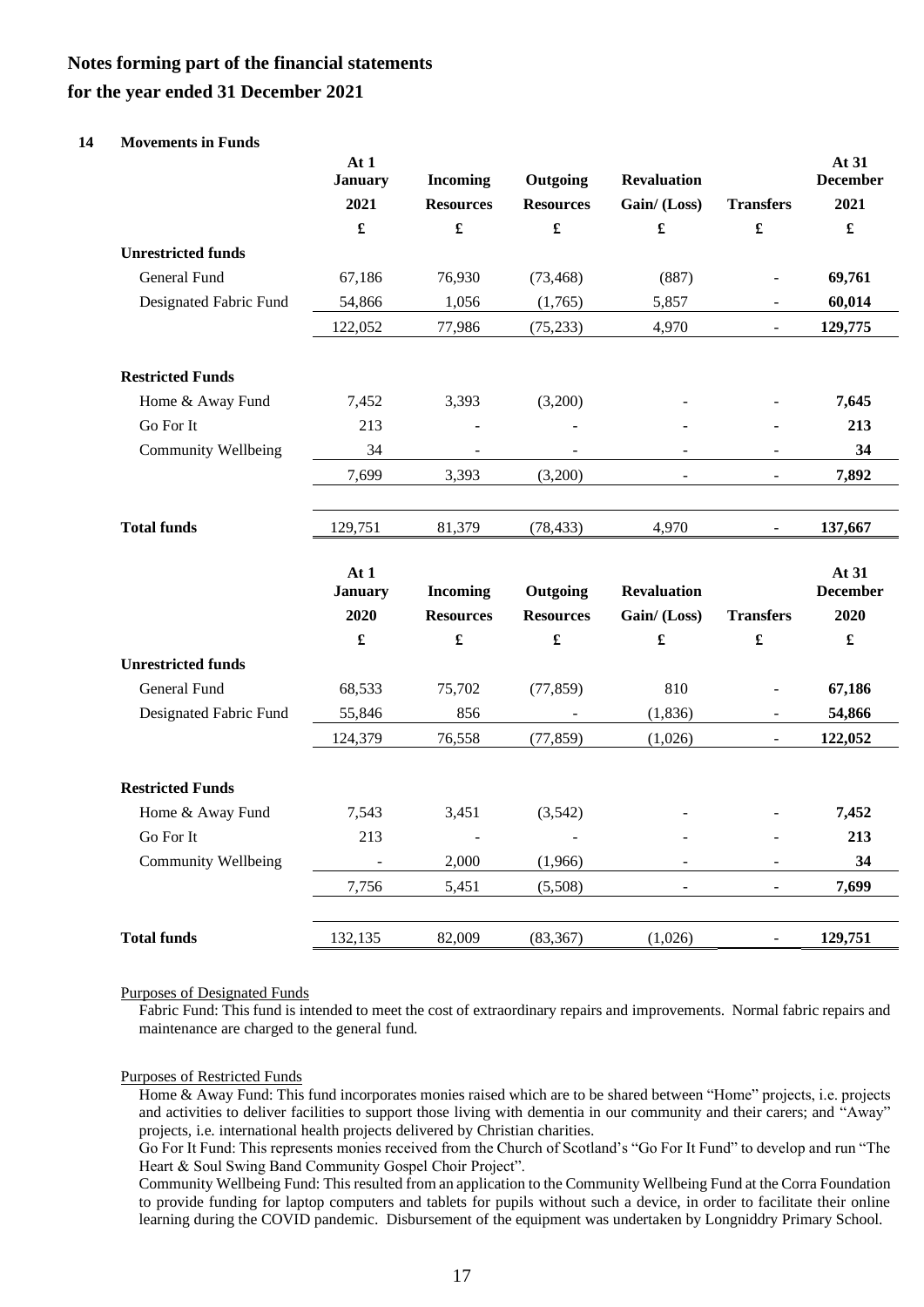# Notes forming part of the financial statements

## for the year ended 31 December 2021

### 14 Movements in Funds

| | At 1 January 2021 | Incoming Resources | Outgoing Resources | Revaluation Gain/ (Loss) | Transfers | At 31 December 2021 |
|---|---|---|---|---|---|---|
| | £ | £ | £ | £ | £ | £ |
| **Unrestricted funds** | | | | | | |
| General Fund | 67,186 | 76,930 | (73,468) | (887) | - | **69,761** |
| Designated Fabric Fund | 54,866 | 1,056 | (1,765) | 5,857 | - | **60,014** |
| | 122,052 | 77,986 | (75,233) | 4,970 | - | **129,775** |
| **Restricted Funds** | | | | | | |
| Home & Away Fund | 7,452 | 3,393 | (3,200) | - | - | **7,645** |
| Go For It | 213 | - | - | - | - | **213** |
| Community Wellbeing | 34 | - | - | - | - | **34** |
| | 7,699 | 3,393 | (3,200) | - | - | **7,892** |
| **Total funds** | 129,751 | 81,379 | (78,433) | 4,970 | - | **137,667** |

| | At 1 January 2020 | Incoming Resources | Outgoing Resources | Revaluation Gain/ (Loss) | Transfers | At 31 December 2020 |
|---|---|---|---|---|---|---|
| | £ | £ | £ | £ | £ | £ |
| **Unrestricted funds** | | | | | | |
| General Fund | 68,533 | 75,702 | (77,859) | 810 | - | **67,186** |
| Designated Fabric Fund | 55,846 | 856 | - | (1,836) | - | **54,866** |
| | 124,379 | 76,558 | (77,859) | (1,026) | - | **122,052** |
| **Restricted Funds** | | | | | | |
| Home & Away Fund | 7,543 | 3,451 | (3,542) | - | - | **7,452** |
| Go For It | 213 | - | - | - | - | **213** |
| Community Wellbeing | - | 2,000 | (1,966) | - | - | **34** |
| | 7,756 | 5,451 | (5,508) | - | - | **7,699** |
| **Total funds** | 132,135 | 82,009 | (83,367) | (1,026) | - | **129,751** |

Purposes of Designated Funds

Fabric Fund: This fund is intended to meet the cost of extraordinary repairs and improvements. Normal fabric repairs and maintenance are charged to the general fund.

Purposes of Restricted Funds

Home & Away Fund: This fund incorporates monies raised which are to be shared between "Home" projects, i.e. projects and activities to deliver facilities to support those living with dementia in our community and their carers; and "Away" projects, i.e. international health projects delivered by Christian charities.

Go For It Fund: This represents monies received from the Church of Scotland's "Go For It Fund" to develop and run "The Heart & Soul Swing Band Community Gospel Choir Project".

Community Wellbeing Fund: This resulted from an application to the Community Wellbeing Fund at the Corra Foundation to provide funding for laptop computers and tablets for pupils without such a device, in order to facilitate their online learning during the COVID pandemic. Disbursement of the equipment was undertaken by Longniddry Primary School.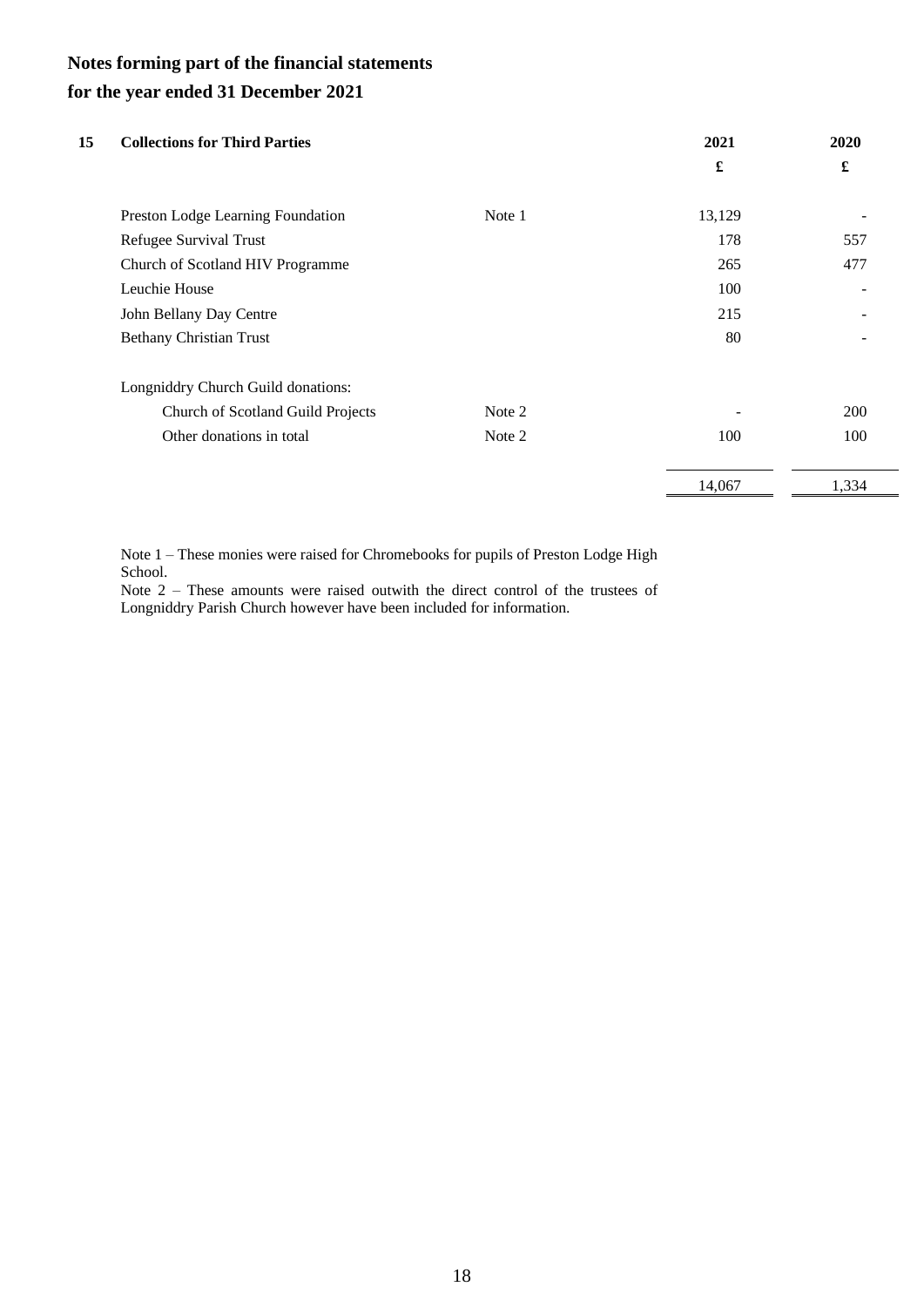# Notes forming part of the financial statements
# for the year ended 31 December 2021

## 15 Collections for Third Parties

| | | 2021 | 2020 |
|---|---|---|---|
| | | £ | £ |
| Preston Lodge Learning Foundation | Note 1 | 13,129 | - |
| Refugee Survival Trust | | 178 | 557 |
| Church of Scotland HIV Programme | | 265 | 477 |
| Leuchie House | | 100 | - |
| John Bellany Day Centre | | 215 | - |
| Bethany Christian Trust | | 80 | - |
| Longniddry Church Guild donations: | | | |
| Church of Scotland Guild Projects | Note 2 | - | 200 |
| Other donations in total | Note 2 | 100 | 100 |
| | | 14,067 | 1,334 |

Note 1 – These monies were raised for Chromebooks for pupils of Preston Lodge High School.

Note 2 – These amounts were raised outwith the direct control of the trustees of Longniddry Parish Church however have been included for information.